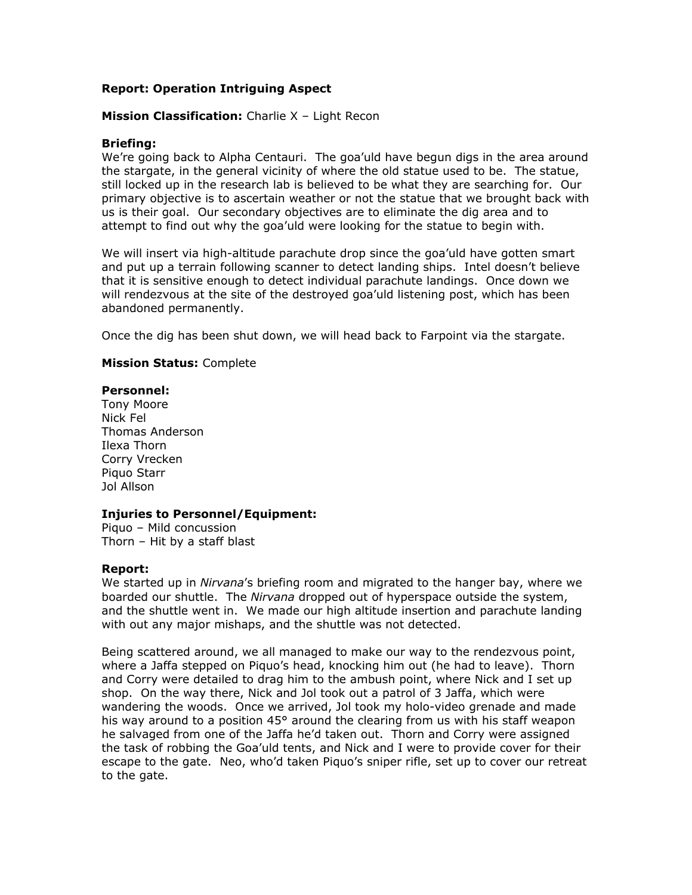**Report: Operation Intriguing Aspect**

**Mission Classification:** Charlie X – Light Recon

**Briefing:**
We're going back to Alpha Centauri. The goa'uld have begun digs in the area around the stargate, in the general vicinity of where the old statue used to be. The statue, still locked up in the research lab is believed to be what they are searching for. Our primary objective is to ascertain weather or not the statue that we brought back with us is their goal. Our secondary objectives are to eliminate the dig area and to attempt to find out why the goa'uld were looking for the statue to begin with.

We will insert via high-altitude parachute drop since the goa'uld have gotten smart and put up a terrain following scanner to detect landing ships. Intel doesn't believe that it is sensitive enough to detect individual parachute landings. Once down we will rendezvous at the site of the destroyed goa'uld listening post, which has been abandoned permanently.

Once the dig has been shut down, we will head back to Farpoint via the stargate.

**Mission Status:** Complete

**Personnel:**
Tony Moore
Nick Fel
Thomas Anderson
Ilexa Thorn
Corry Vrecken
Piquo Starr
Jol Allson

**Injuries to Personnel/Equipment:**
Piquo – Mild concussion
Thorn – Hit by a staff blast

**Report:**
We started up in *Nirvana*'s briefing room and migrated to the hanger bay, where we boarded our shuttle. The *Nirvana* dropped out of hyperspace outside the system, and the shuttle went in. We made our high altitude insertion and parachute landing with out any major mishaps, and the shuttle was not detected.

Being scattered around, we all managed to make our way to the rendezvous point, where a Jaffa stepped on Piquo's head, knocking him out (he had to leave). Thorn and Corry were detailed to drag him to the ambush point, where Nick and I set up shop. On the way there, Nick and Jol took out a patrol of 3 Jaffa, which were wandering the woods. Once we arrived, Jol took my holo-video grenade and made his way around to a position 45° around the clearing from us with his staff weapon he salvaged from one of the Jaffa he'd taken out. Thorn and Corry were assigned the task of robbing the Goa'uld tents, and Nick and I were to provide cover for their escape to the gate. Neo, who'd taken Piquo's sniper rifle, set up to cover our retreat to the gate.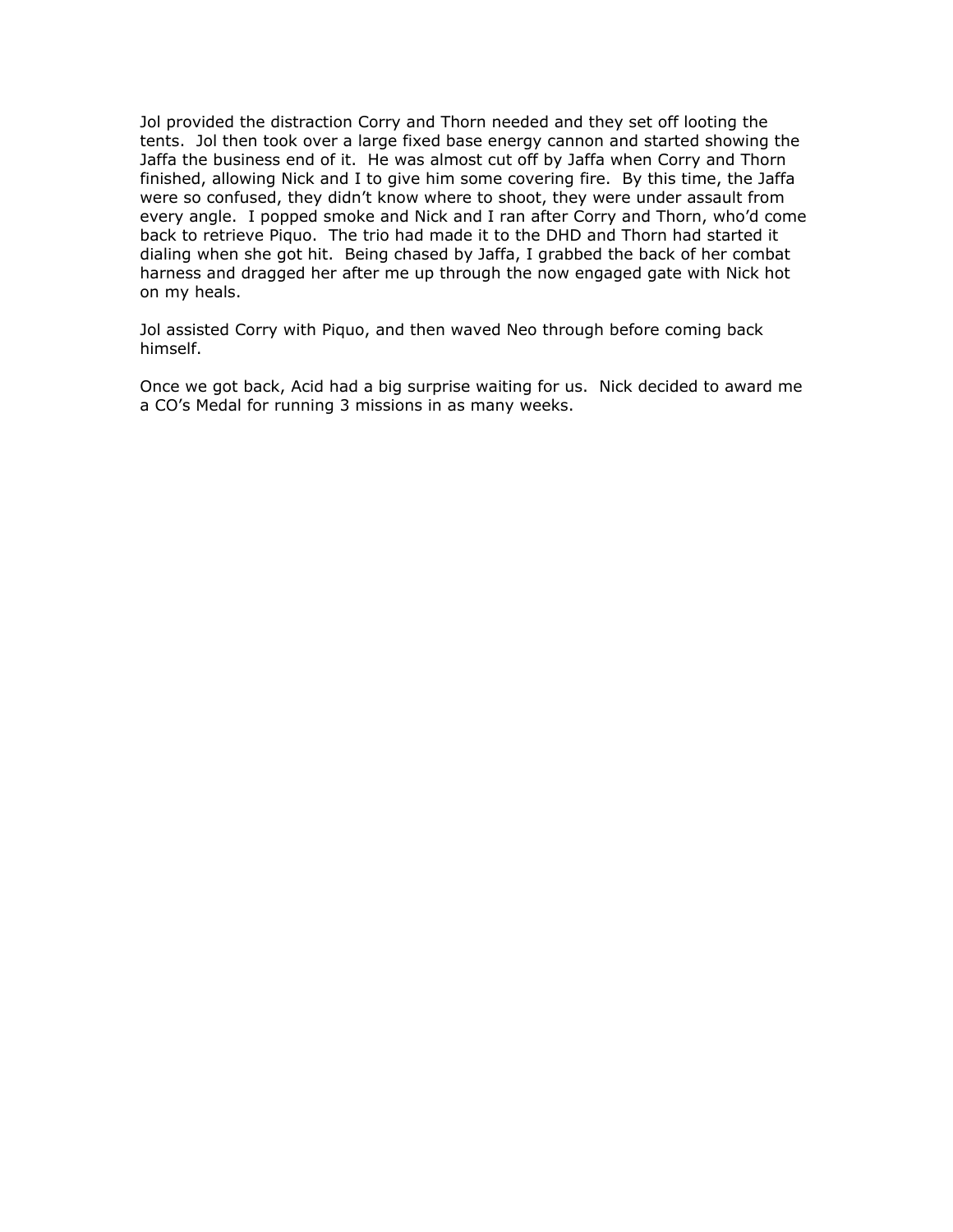Jol provided the distraction Corry and Thorn needed and they set off looting the tents. Jol then took over a large fixed base energy cannon and started showing the Jaffa the business end of it. He was almost cut off by Jaffa when Corry and Thorn finished, allowing Nick and I to give him some covering fire. By this time, the Jaffa were so confused, they didn't know where to shoot, they were under assault from every angle. I popped smoke and Nick and I ran after Corry and Thorn, who'd come back to retrieve Piquo. The trio had made it to the DHD and Thorn had started it dialing when she got hit. Being chased by Jaffa, I grabbed the back of her combat harness and dragged her after me up through the now engaged gate with Nick hot on my heals.

Jol assisted Corry with Piquo, and then waved Neo through before coming back himself.

Once we got back, Acid had a big surprise waiting for us. Nick decided to award me a CO's Medal for running 3 missions in as many weeks.